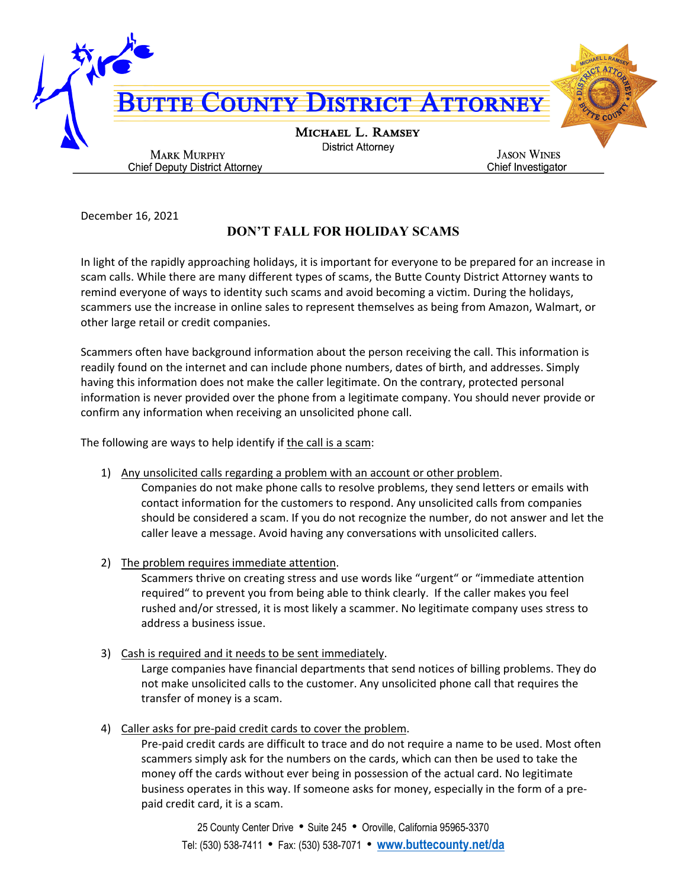# BUTTE COUNTY DISTRICT ATTORNEY

**MICHAEL L. RAMSEY**
District Attorney

**MARK MURPHY**
Chief Deputy District Attorney

**JASON WINES**
Chief Investigator

December 16, 2021

## DON'T FALL FOR HOLIDAY SCAMS

In light of the rapidly approaching holidays, it is important for everyone to be prepared for an increase in scam calls. While there are many different types of scams, the Butte County District Attorney wants to remind everyone of ways to identity such scams and avoid becoming a victim. During the holidays, scammers use the increase in online sales to represent themselves as being from Amazon, Walmart, or other large retail or credit companies.

Scammers often have background information about the person receiving the call. This information is readily found on the internet and can include phone numbers, dates of birth, and addresses. Simply having this information does not make the caller legitimate. On the contrary, protected personal information is never provided over the phone from a legitimate company. You should never provide or confirm any information when receiving an unsolicited phone call.

The following are ways to help identify if <u>the call is a scam</u>:

1) <u>Any unsolicited calls regarding a problem with an account or other problem</u>.
   Companies do not make phone calls to resolve problems, they send letters or emails with contact information for the customers to respond. Any unsolicited calls from companies should be considered a scam. If you do not recognize the number, do not answer and let the caller leave a message. Avoid having any conversations with unsolicited callers.

2) <u>The problem requires immediate attention</u>.
   Scammers thrive on creating stress and use words like "urgent" or "immediate attention required" to prevent you from being able to think clearly. If the caller makes you feel rushed and/or stressed, it is most likely a scammer. No legitimate company uses stress to address a business issue.

3) <u>Cash is required and it needs to be sent immediately</u>.
   Large companies have financial departments that send notices of billing problems. They do not make unsolicited calls to the customer. Any unsolicited phone call that requires the transfer of money is a scam.

4) <u>Caller asks for pre-paid credit cards to cover the problem</u>.
   Pre-paid credit cards are difficult to trace and do not require a name to be used. Most often scammers simply ask for the numbers on the cards, which can then be used to take the money off the cards without ever being in possession of the actual card. No legitimate business operates in this way. If someone asks for money, especially in the form of a pre-paid credit card, it is a scam.

25 County Center Drive • Suite 245 • Oroville, California 95965-3370
Tel: (530) 538-7411 • Fax: (530) 538-7071 • www.buttecounty.net/da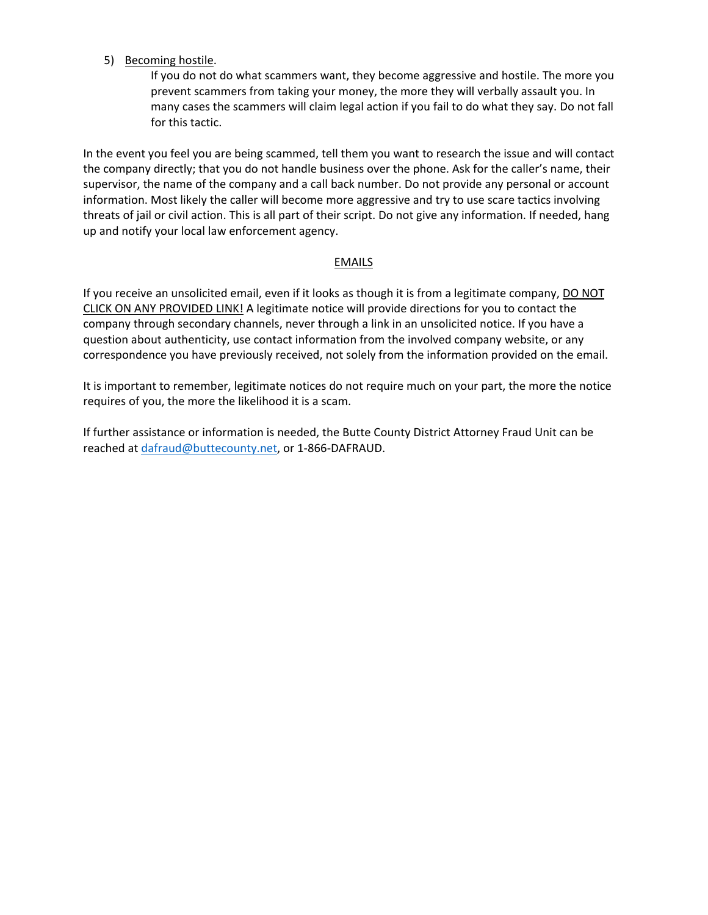5) Becoming hostile.

   If you do not do what scammers want, they become aggressive and hostile. The more you prevent scammers from taking your money, the more they will verbally assault you. In many cases the scammers will claim legal action if you fail to do what they say. Do not fall for this tactic.

In the event you feel you are being scammed, tell them you want to research the issue and will contact the company directly; that you do not handle business over the phone. Ask for the caller's name, their supervisor, the name of the company and a call back number. Do not provide any personal or account information. Most likely the caller will become more aggressive and try to use scare tactics involving threats of jail or civil action. This is all part of their script. Do not give any information. If needed, hang up and notify your local law enforcement agency.

## EMAILS

If you receive an unsolicited email, even if it looks as though it is from a legitimate company, DO NOT CLICK ON ANY PROVIDED LINK! A legitimate notice will provide directions for you to contact the company through secondary channels, never through a link in an unsolicited notice. If you have a question about authenticity, use contact information from the involved company website, or any correspondence you have previously received, not solely from the information provided on the email.

It is important to remember, legitimate notices do not require much on your part, the more the notice requires of you, the more the likelihood it is a scam.

If further assistance or information is needed, the Butte County District Attorney Fraud Unit can be reached at dafraud@buttecounty.net, or 1-866-DAFRAUD.